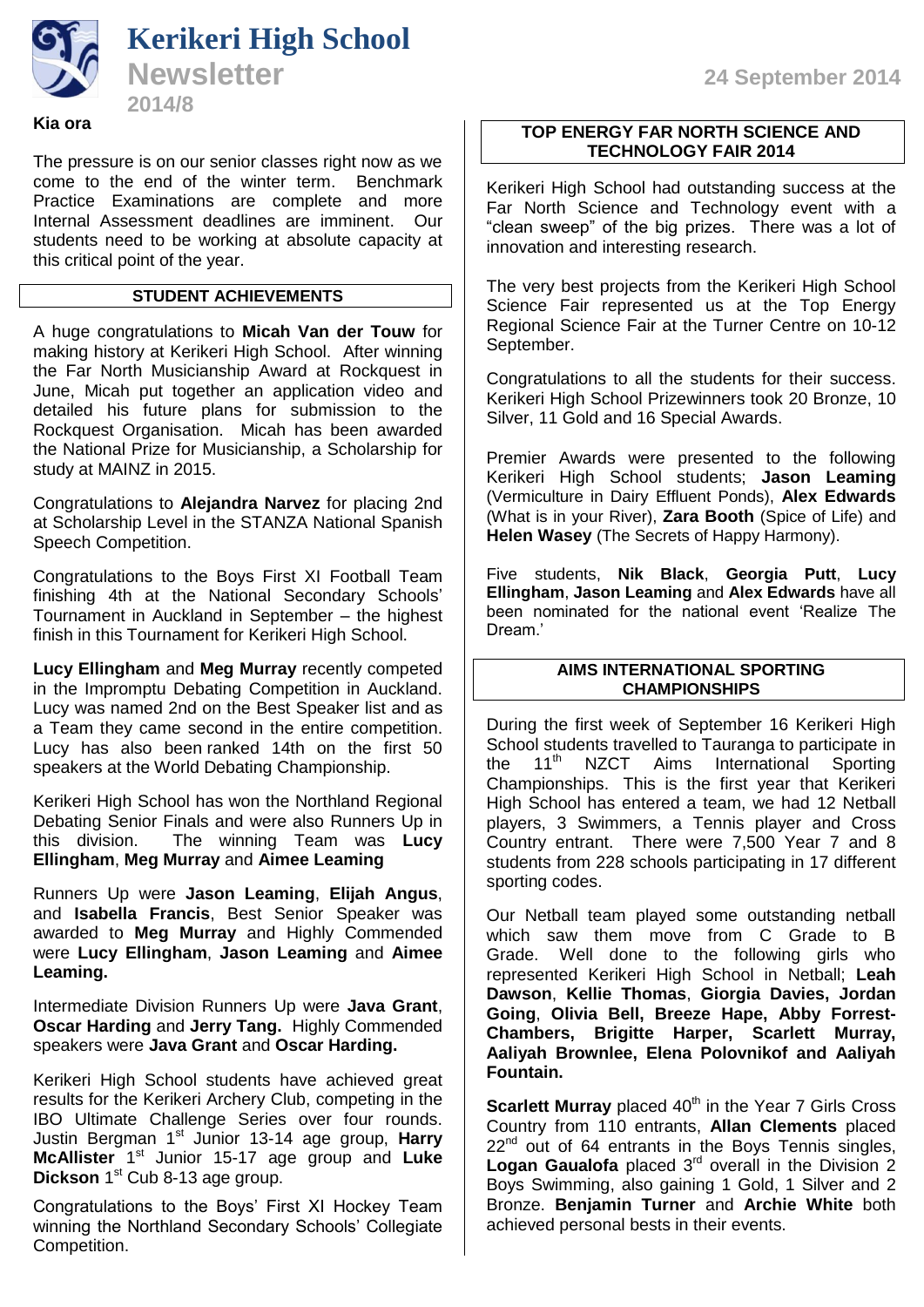# Kerikeri High School

## Newsletter

2014/8

24 September 2014

**Kia ora**

The pressure is on our senior classes right now as we come to the end of the winter term. Benchmark Practice Examinations are complete and more Internal Assessment deadlines are imminent. Our students need to be working at absolute capacity at this critical point of the year.

### STUDENT ACHIEVEMENTS

A huge congratulations to **Micah Van der Touw** for making history at Kerikeri High School. After winning the Far North Musicianship Award at Rockquest in June, Micah put together an application video and detailed his future plans for submission to the Rockquest Organisation. Micah has been awarded the National Prize for Musicianship, a Scholarship for study at MAINZ in 2015.

Congratulations to **Alejandra Narvez** for placing 2nd at Scholarship Level in the STANZA National Spanish Speech Competition.

Congratulations to the Boys First XI Football Team finishing 4th at the National Secondary Schools' Tournament in Auckland in September – the highest finish in this Tournament for Kerikeri High School.

**Lucy Ellingham** and **Meg Murray** recently competed in the Impromptu Debating Competition in Auckland. Lucy was named 2nd on the Best Speaker list and as a Team they came second in the entire competition. Lucy has also been ranked 14th on the first 50 speakers at the World Debating Championship.

Kerikeri High School has won the Northland Regional Debating Senior Finals and were also Runners Up in this division. The winning Team was **Lucy Ellingham**, **Meg Murray** and **Aimee Leaming**

Runners Up were **Jason Leaming**, **Elijah Angus**, and **Isabella Francis**, Best Senior Speaker was awarded to **Meg Murray** and Highly Commended were **Lucy Ellingham**, **Jason Leaming** and **Aimee Leaming.**

Intermediate Division Runners Up were **Java Grant**, **Oscar Harding** and **Jerry Tang.** Highly Commended speakers were **Java Grant** and **Oscar Harding.**

Kerikeri High School students have achieved great results for the Kerikeri Archery Club, competing in the IBO Ultimate Challenge Series over four rounds. Justin Bergman 1st Junior 13-14 age group, **Harry McAllister** 1st Junior 15-17 age group and **Luke Dickson** 1st Cub 8-13 age group.

Congratulations to the Boys' First XI Hockey Team winning the Northland Secondary Schools' Collegiate Competition.

### TOP ENERGY FAR NORTH SCIENCE AND TECHNOLOGY FAIR 2014

Kerikeri High School had outstanding success at the Far North Science and Technology event with a "clean sweep" of the big prizes. There was a lot of innovation and interesting research.

The very best projects from the Kerikeri High School Science Fair represented us at the Top Energy Regional Science Fair at the Turner Centre on 10-12 September.

Congratulations to all the students for their success. Kerikeri High School Prizewinners took 20 Bronze, 10 Silver, 11 Gold and 16 Special Awards.

Premier Awards were presented to the following Kerikeri High School students; **Jason Leaming** (Vermiculture in Dairy Effluent Ponds), **Alex Edwards** (What is in your River), **Zara Booth** (Spice of Life) and **Helen Wasey** (The Secrets of Happy Harmony).

Five students, **Nik Black**, **Georgia Putt**, **Lucy Ellingham**, **Jason Leaming** and **Alex Edwards** have all been nominated for the national event 'Realize The Dream.'

### AIMS INTERNATIONAL SPORTING CHAMPIONSHIPS

During the first week of September 16 Kerikeri High School students travelled to Tauranga to participate in the 11th NZCT Aims International Sporting Championships. This is the first year that Kerikeri High School has entered a team, we had 12 Netball players, 3 Swimmers, a Tennis player and Cross Country entrant. There were 7,500 Year 7 and 8 students from 228 schools participating in 17 different sporting codes.

Our Netball team played some outstanding netball which saw them move from C Grade to B Grade. Well done to the following girls who represented Kerikeri High School in Netball; **Leah Dawson**, **Kellie Thomas**, **Giorgia Davies, Jordan Going**, **Olivia Bell, Breeze Hape, Abby Forrest-Chambers, Brigitte Harper, Scarlett Murray, Aaliyah Brownlee, Elena Polovnikof and Aaliyah Fountain.**

**Scarlett Murray** placed 40th in the Year 7 Girls Cross Country from 110 entrants, **Allan Clements** placed 22nd out of 64 entrants in the Boys Tennis singles, **Logan Gaualofa** placed 3rd overall in the Division 2 Boys Swimming, also gaining 1 Gold, 1 Silver and 2 Bronze. **Benjamin Turner** and **Archie White** both achieved personal bests in their events.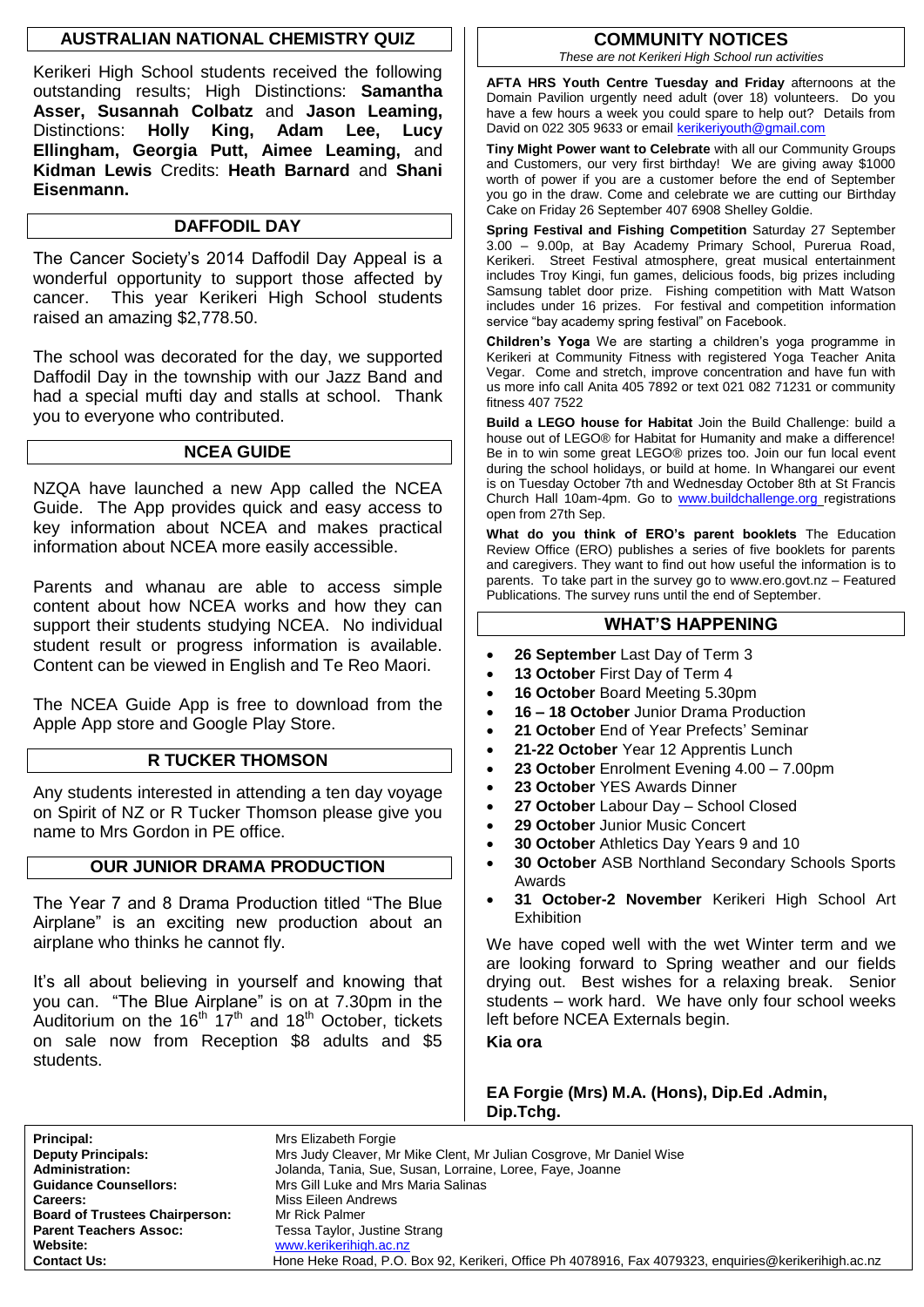## AUSTRALIAN NATIONAL CHEMISTRY QUIZ

Kerikeri High School students received the following outstanding results; High Distinctions: **Samantha Asser, Susannah Colbatz** and **Jason Leaming,** Distinctions: **Holly King, Adam Lee, Lucy Ellingham, Georgia Putt, Aimee Leaming,** and **Kidman Lewis** Credits: **Heath Barnard** and **Shani Eisenmann.**

## DAFFODIL DAY

The Cancer Society's 2014 Daffodil Day Appeal is a wonderful opportunity to support those affected by cancer. This year Kerikeri High School students raised an amazing $2,778.50.

The school was decorated for the day, we supported Daffodil Day in the township with our Jazz Band and had a special mufti day and stalls at school. Thank you to everyone who contributed.

## NCEA GUIDE

NZQA have launched a new App called the NCEA Guide. The App provides quick and easy access to key information about NCEA and makes practical information about NCEA more easily accessible.

Parents and whanau are able to access simple content about how NCEA works and how they can support their students studying NCEA. No individual student result or progress information is available. Content can be viewed in English and Te Reo Maori.

The NCEA Guide App is free to download from the Apple App store and Google Play Store.

## R TUCKER THOMSON

Any students interested in attending a ten day voyage on Spirit of NZ or R Tucker Thomson please give you name to Mrs Gordon in PE office.

## OUR JUNIOR DRAMA PRODUCTION

The Year 7 and 8 Drama Production titled "The Blue Airplane" is an exciting new production about an airplane who thinks he cannot fly.

It's all about believing in yourself and knowing that you can. "The Blue Airplane" is on at 7.30pm in the Auditorium on the 16th 17th and 18th October, tickets on sale now from Reception $8 adults and $5 students.

## COMMUNITY NOTICES

*These are not Kerikeri High School run activities*

**AFTA HRS Youth Centre Tuesday and Friday** afternoons at the Domain Pavilion urgently need adult (over 18) volunteers. Do you have a few hours a week you could spare to help out? Details from David on 022 305 9633 or email kerikeriyouth@gmail.com

**Tiny Might Power want to Celebrate** with all our Community Groups and Customers, our very first birthday! We are giving away $1000 worth of power if you are a customer before the end of September you go in the draw. Come and celebrate we are cutting our Birthday Cake on Friday 26 September 407 6908 Shelley Goldie.

**Spring Festival and Fishing Competition** Saturday 27 September 3.00 – 9.00p, at Bay Academy Primary School, Purerua Road, Kerikeri. Street Festival atmosphere, great musical entertainment includes Troy Kingi, fun games, delicious foods, big prizes including Samsung tablet door prize. Fishing competition with Matt Watson includes under 16 prizes. For festival and competition information service "bay academy spring festival" on Facebook.

**Children's Yoga** We are starting a children's yoga programme in Kerikeri at Community Fitness with registered Yoga Teacher Anita Vegar. Come and stretch, improve concentration and have fun with us more info call Anita 405 7892 or text 021 082 71231 or community fitness 407 7522

**Build a LEGO house for Habitat** Join the Build Challenge: build a house out of LEGO® for Habitat for Humanity and make a difference! Be in to win some great LEGO® prizes too. Join our fun local event during the school holidays, or build at home. In Whangarei our event is on Tuesday October 7th and Wednesday October 8th at St Francis Church Hall 10am-4pm. Go to www.buildchallenge.org registrations open from 27th Sep.

**What do you think of ERO's parent booklets** The Education Review Office (ERO) publishes a series of five booklets for parents and caregivers. They want to find out how useful the information is to parents. To take part in the survey go to www.ero.govt.nz – Featured Publications. The survey runs until the end of September.

## WHAT'S HAPPENING

- **26 September** Last Day of Term 3
- **13 October** First Day of Term 4
- **16 October** Board Meeting 5.30pm
- **16 – 18 October** Junior Drama Production
- **21 October** End of Year Prefects' Seminar
- **21-22 October** Year 12 Apprentis Lunch
- **23 October** Enrolment Evening 4.00 – 7.00pm
- **23 October** YES Awards Dinner
- **27 October** Labour Day – School Closed
- **29 October** Junior Music Concert
- **30 October** Athletics Day Years 9 and 10
- **30 October** ASB Northland Secondary Schools Sports Awards
- **31 October-2 November** Kerikeri High School Art Exhibition

We have coped well with the wet Winter term and we are looking forward to Spring weather and our fields drying out. Best wishes for a relaxing break. Senior students – work hard. We have only four school weeks left before NCEA Externals begin.

**Kia ora**

**EA Forgie (Mrs) M.A. (Hons), Dip.Ed .Admin, Dip.Tchg.**

| | |
|---|---|
| **Principal:** | Mrs Elizabeth Forgie |
| **Deputy Principals:** | Mrs Judy Cleaver, Mr Mike Clent, Mr Julian Cosgrove, Mr Daniel Wise |
| **Administration:** | Jolanda, Tania, Sue, Susan, Lorraine, Loree, Faye, Joanne |
| **Guidance Counsellors:** | Mrs Gill Luke and Mrs Maria Salinas |
| **Careers:** | Miss Eileen Andrews |
| **Board of Trustees Chairperson:** | Mr Rick Palmer |
| **Parent Teachers Assoc:** | Tessa Taylor, Justine Strang |
| **Website:** | www.kerikerihigh.ac.nz |
| **Contact Us:** | Hone Heke Road, P.O. Box 92, Kerikeri, Office Ph 4078916, Fax 4079323, enquiries@kerikerihigh.ac.nz |